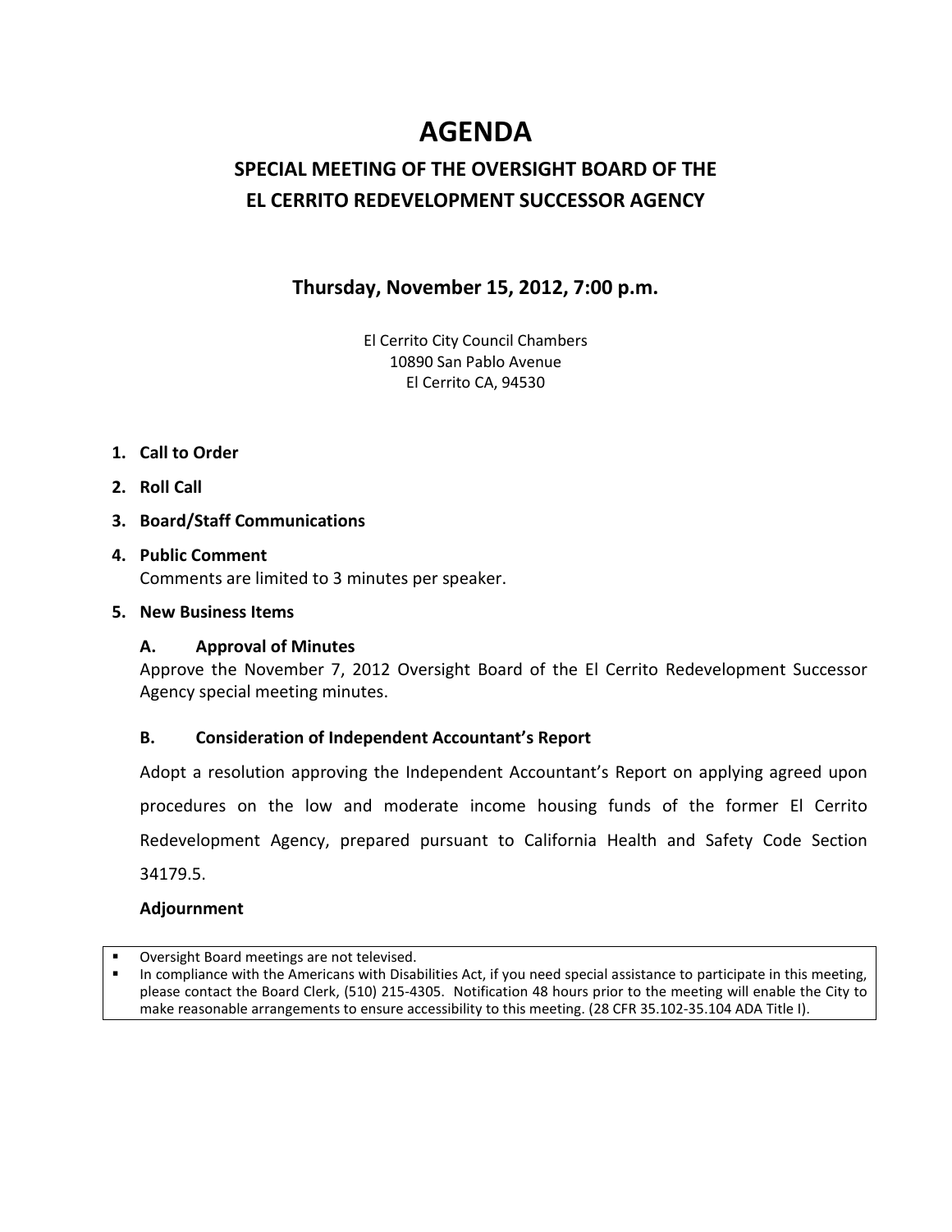# AGENDA

## SPECIAL MEETING OF THE OVERSIGHT BOARD OF THE EL CERRITO REDEVELOPMENT SUCCESSOR AGENCY

### Thursday, November 15, 2012, 7:00 p.m.

El Cerrito City Council Chambers
10890 San Pablo Avenue
El Cerrito CA, 94530

1. **Call to Order**
2. **Roll Call**
3. **Board/Staff Communications**
4. **Public Comment**
   Comments are limited to 3 minutes per speaker.
5. **New Business Items**

   **A. Approval of Minutes**
   Approve the November 7, 2012 Oversight Board of the El Cerrito Redevelopment Successor Agency special meeting minutes.

   **B. Consideration of Independent Accountant's Report**
   Adopt a resolution approving the Independent Accountant's Report on applying agreed upon procedures on the low and moderate income housing funds of the former El Cerrito Redevelopment Agency, prepared pursuant to California Health and Safety Code Section 34179.5.

   **Adjournment**

- Oversight Board meetings are not televised.
- In compliance with the Americans with Disabilities Act, if you need special assistance to participate in this meeting, please contact the Board Clerk, (510) 215-4305. Notification 48 hours prior to the meeting will enable the City to make reasonable arrangements to ensure accessibility to this meeting. (28 CFR 35.102-35.104 ADA Title I).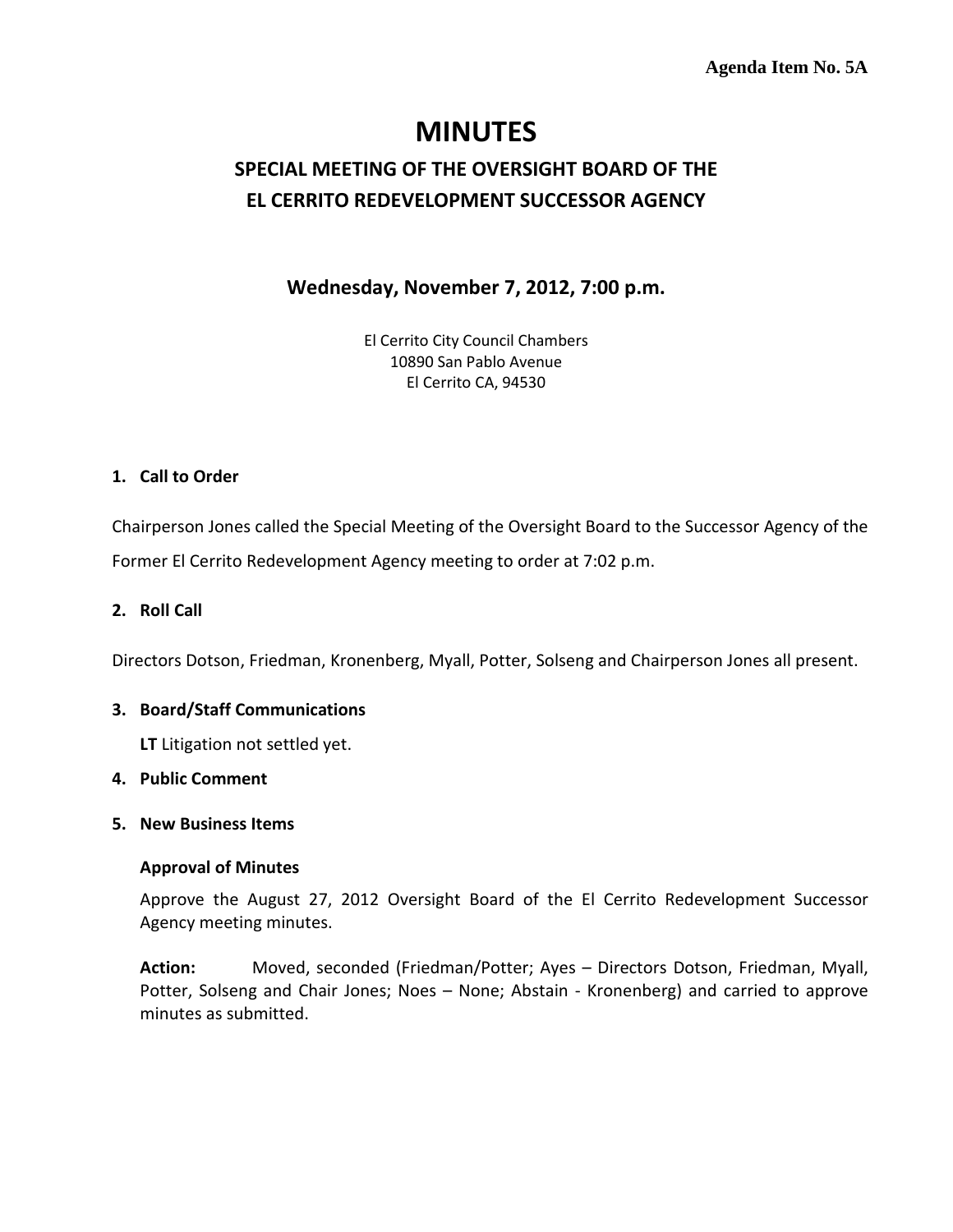Agenda Item No. 5A

# MINUTES

## SPECIAL MEETING OF THE OVERSIGHT BOARD OF THE EL CERRITO REDEVELOPMENT SUCCESSOR AGENCY

### Wednesday, November 7, 2012, 7:00 p.m.

El Cerrito City Council Chambers
10890 San Pablo Avenue
El Cerrito CA, 94530

**1. Call to Order**

Chairperson Jones called the Special Meeting of the Oversight Board to the Successor Agency of the Former El Cerrito Redevelopment Agency meeting to order at 7:02 p.m.

**2. Roll Call**

Directors Dotson, Friedman, Kronenberg, Myall, Potter, Solseng and Chairperson Jones all present.

**3. Board/Staff Communications**

**LT** Litigation not settled yet.

**4. Public Comment**

**5. New Business Items**

**Approval of Minutes**

Approve the August 27, 2012 Oversight Board of the El Cerrito Redevelopment Successor Agency meeting minutes.

**Action:** Moved, seconded (Friedman/Potter; Ayes – Directors Dotson, Friedman, Myall, Potter, Solseng and Chair Jones; Noes – None; Abstain - Kronenberg) and carried to approve minutes as submitted.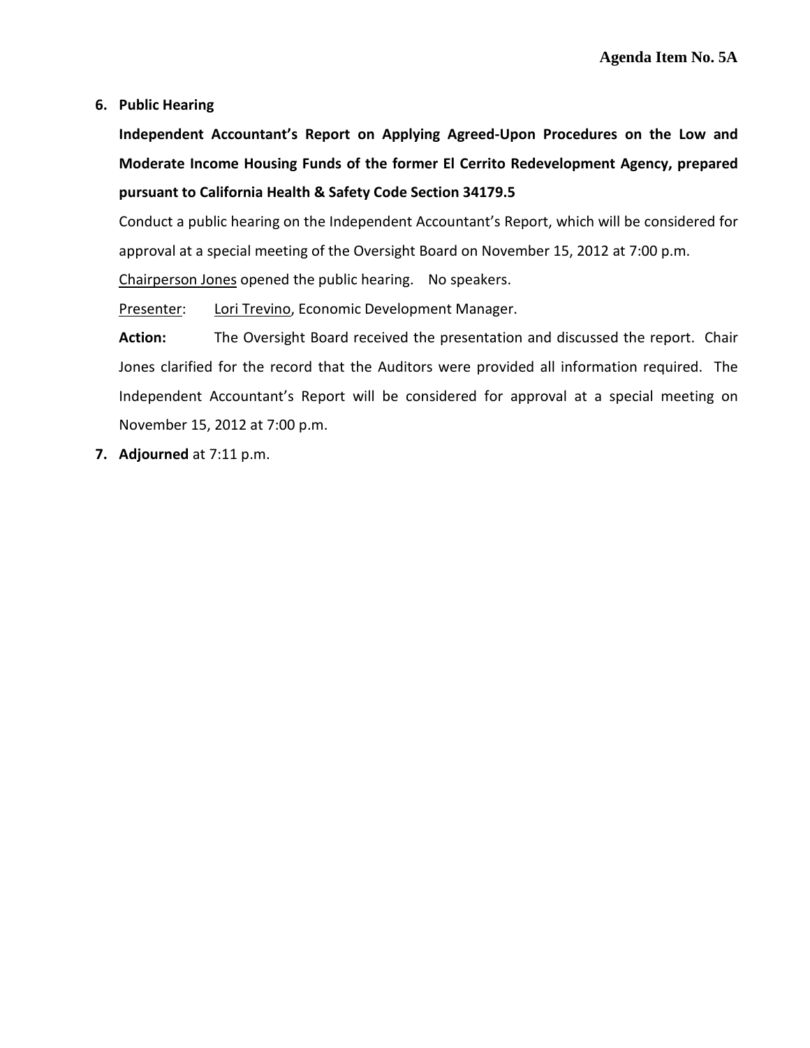**Agenda Item No. 5A**

6. **Public Hearing**

   **Independent Accountant's Report on Applying Agreed-Upon Procedures on the Low and Moderate Income Housing Funds of the former El Cerrito Redevelopment Agency, prepared pursuant to California Health & Safety Code Section 34179.5**

   Conduct a public hearing on the Independent Accountant's Report, which will be considered for approval at a special meeting of the Oversight Board on November 15, 2012 at 7:00 p.m.

   Chairperson Jones opened the public hearing. No speakers.

   Presenter: Lori Trevino, Economic Development Manager.

   **Action:** The Oversight Board received the presentation and discussed the report. Chair Jones clarified for the record that the Auditors were provided all information required. The Independent Accountant's Report will be considered for approval at a special meeting on November 15, 2012 at 7:00 p.m.

7. **Adjourned** at 7:11 p.m.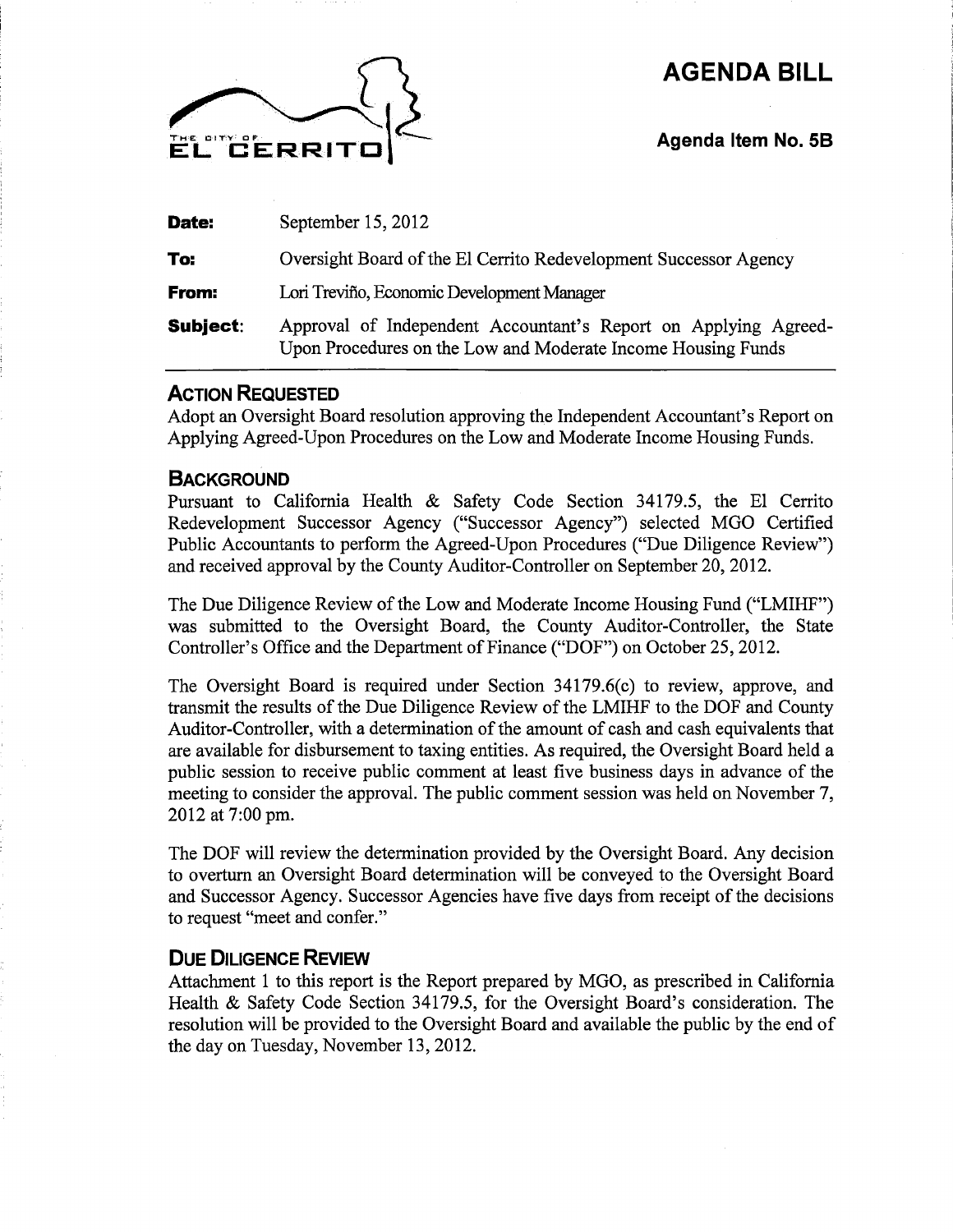# AGENDA BILL

**Agenda Item No. 5B**

| | |
|---|---|
| **Date:** | September 15, 2012 |
| **To:** | Oversight Board of the El Cerrito Redevelopment Successor Agency |
| **From:** | Lori Treviño, Economic Development Manager |
| **Subject:** | Approval of Independent Accountant's Report on Applying Agreed-Upon Procedures on the Low and Moderate Income Housing Funds |

## ACTION REQUESTED

Adopt an Oversight Board resolution approving the Independent Accountant's Report on Applying Agreed-Upon Procedures on the Low and Moderate Income Housing Funds.

## BACKGROUND

Pursuant to California Health & Safety Code Section 34179.5, the El Cerrito Redevelopment Successor Agency ("Successor Agency") selected MGO Certified Public Accountants to perform the Agreed-Upon Procedures ("Due Diligence Review") and received approval by the County Auditor-Controller on September 20, 2012.

The Due Diligence Review of the Low and Moderate Income Housing Fund ("LMIHF") was submitted to the Oversight Board, the County Auditor-Controller, the State Controller's Office and the Department of Finance ("DOF") on October 25, 2012.

The Oversight Board is required under Section 34179.6(c) to review, approve, and transmit the results of the Due Diligence Review of the LMIHF to the DOF and County Auditor-Controller, with a determination of the amount of cash and cash equivalents that are available for disbursement to taxing entities. As required, the Oversight Board held a public session to receive public comment at least five business days in advance of the meeting to consider the approval. The public comment session was held on November 7, 2012 at 7:00 pm.

The DOF will review the determination provided by the Oversight Board. Any decision to overturn an Oversight Board determination will be conveyed to the Oversight Board and Successor Agency. Successor Agencies have five days from receipt of the decisions to request "meet and confer."

## DUE DILIGENCE REVIEW

Attachment 1 to this report is the Report prepared by MGO, as prescribed in California Health & Safety Code Section 34179.5, for the Oversight Board's consideration. The resolution will be provided to the Oversight Board and available the public by the end of the day on Tuesday, November 13, 2012.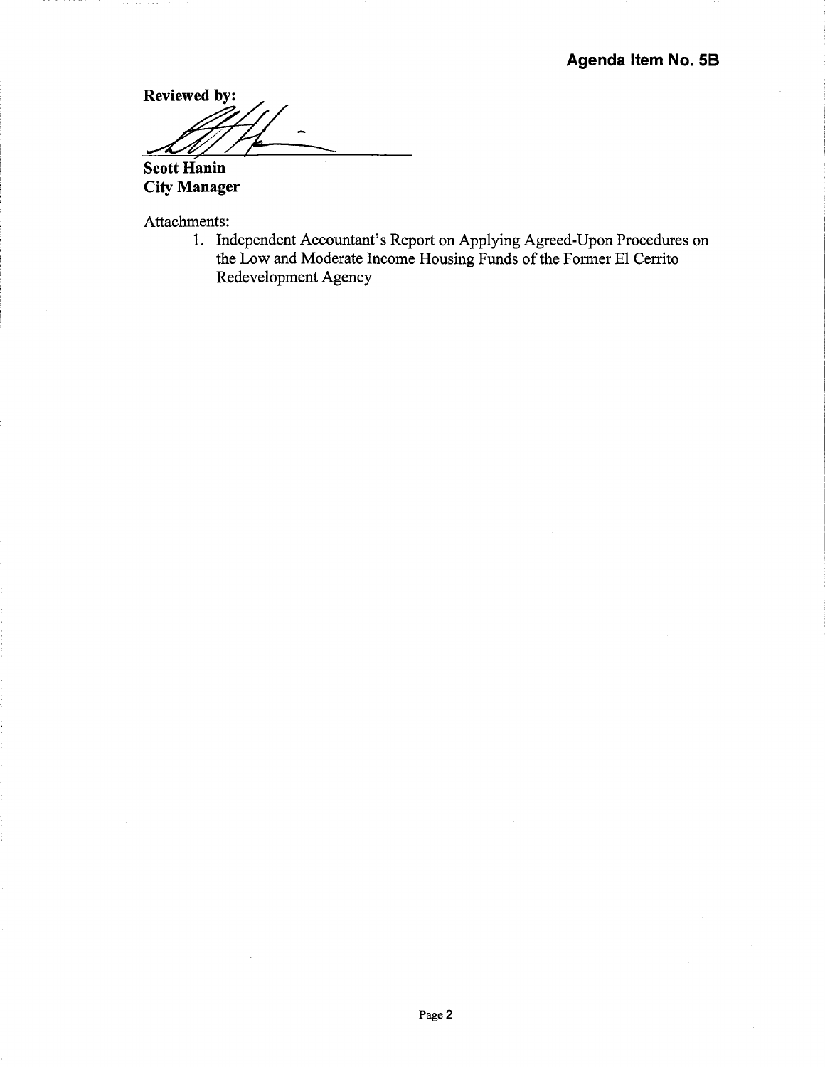**Agenda Item No. 5B**

**Reviewed by:**

**Scott Hanin**
**City Manager**

Attachments:

1. Independent Accountant's Report on Applying Agreed-Upon Procedures on the Low and Moderate Income Housing Funds of the Former El Cerrito Redevelopment Agency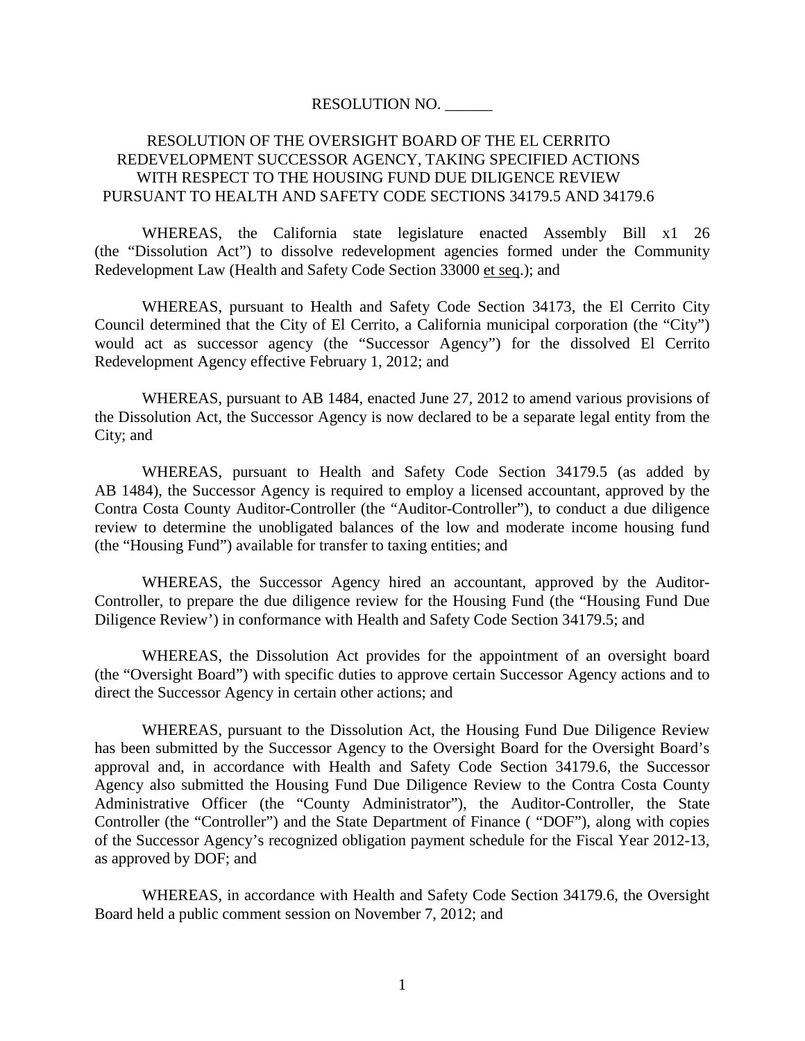RESOLUTION NO. ______

# RESOLUTION OF THE OVERSIGHT BOARD OF THE EL CERRITO REDEVELOPMENT SUCCESSOR AGENCY, TAKING SPECIFIED ACTIONS WITH RESPECT TO THE HOUSING FUND DUE DILIGENCE REVIEW PURSUANT TO HEALTH AND SAFETY CODE SECTIONS 34179.5 AND 34179.6

WHEREAS, the California state legislature enacted Assembly Bill x1 26 (the "Dissolution Act") to dissolve redevelopment agencies formed under the Community Redevelopment Law (Health and Safety Code Section 33000 et seq.); and

WHEREAS, pursuant to Health and Safety Code Section 34173, the El Cerrito City Council determined that the City of El Cerrito, a California municipal corporation (the "City") would act as successor agency (the "Successor Agency") for the dissolved El Cerrito Redevelopment Agency effective February 1, 2012; and

WHEREAS, pursuant to AB 1484, enacted June 27, 2012 to amend various provisions of the Dissolution Act, the Successor Agency is now declared to be a separate legal entity from the City; and

WHEREAS, pursuant to Health and Safety Code Section 34179.5 (as added by AB 1484), the Successor Agency is required to employ a licensed accountant, approved by the Contra Costa County Auditor-Controller (the "Auditor-Controller"), to conduct a due diligence review to determine the unobligated balances of the low and moderate income housing fund (the "Housing Fund") available for transfer to taxing entities; and

WHEREAS, the Successor Agency hired an accountant, approved by the Auditor-Controller, to prepare the due diligence review for the Housing Fund (the "Housing Fund Due Diligence Review') in conformance with Health and Safety Code Section 34179.5; and

WHEREAS, the Dissolution Act provides for the appointment of an oversight board (the "Oversight Board") with specific duties to approve certain Successor Agency actions and to direct the Successor Agency in certain other actions; and

WHEREAS, pursuant to the Dissolution Act, the Housing Fund Due Diligence Review has been submitted by the Successor Agency to the Oversight Board for the Oversight Board's approval and, in accordance with Health and Safety Code Section 34179.6, the Successor Agency also submitted the Housing Fund Due Diligence Review to the Contra Costa County Administrative Officer (the "County Administrator"), the Auditor-Controller, the State Controller (the "Controller") and the State Department of Finance ( "DOF"), along with copies of the Successor Agency's recognized obligation payment schedule for the Fiscal Year 2012-13, as approved by DOF; and

WHEREAS, in accordance with Health and Safety Code Section 34179.6, the Oversight Board held a public comment session on November 7, 2012; and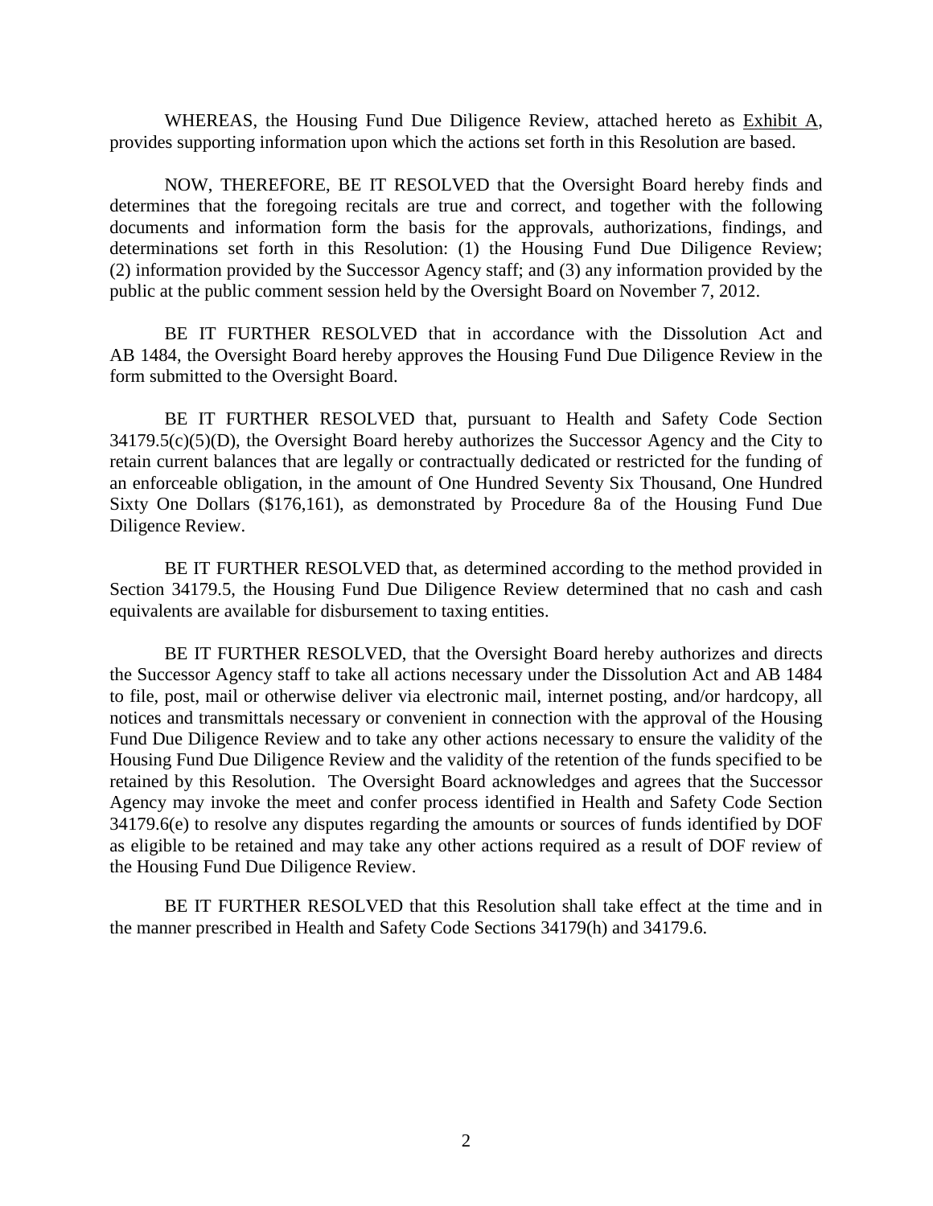WHEREAS, the Housing Fund Due Diligence Review, attached hereto as Exhibit A, provides supporting information upon which the actions set forth in this Resolution are based.

NOW, THEREFORE, BE IT RESOLVED that the Oversight Board hereby finds and determines that the foregoing recitals are true and correct, and together with the following documents and information form the basis for the approvals, authorizations, findings, and determinations set forth in this Resolution: (1) the Housing Fund Due Diligence Review; (2) information provided by the Successor Agency staff; and (3) any information provided by the public at the public comment session held by the Oversight Board on November 7, 2012.

BE IT FURTHER RESOLVED that in accordance with the Dissolution Act and AB 1484, the Oversight Board hereby approves the Housing Fund Due Diligence Review in the form submitted to the Oversight Board.

BE IT FURTHER RESOLVED that, pursuant to Health and Safety Code Section 34179.5(c)(5)(D), the Oversight Board hereby authorizes the Successor Agency and the City to retain current balances that are legally or contractually dedicated or restricted for the funding of an enforceable obligation, in the amount of One Hundred Seventy Six Thousand, One Hundred Sixty One Dollars ($176,161), as demonstrated by Procedure 8a of the Housing Fund Due Diligence Review.

BE IT FURTHER RESOLVED that, as determined according to the method provided in Section 34179.5, the Housing Fund Due Diligence Review determined that no cash and cash equivalents are available for disbursement to taxing entities.

BE IT FURTHER RESOLVED, that the Oversight Board hereby authorizes and directs the Successor Agency staff to take all actions necessary under the Dissolution Act and AB 1484 to file, post, mail or otherwise deliver via electronic mail, internet posting, and/or hardcopy, all notices and transmittals necessary or convenient in connection with the approval of the Housing Fund Due Diligence Review and to take any other actions necessary to ensure the validity of the Housing Fund Due Diligence Review and the validity of the retention of the funds specified to be retained by this Resolution. The Oversight Board acknowledges and agrees that the Successor Agency may invoke the meet and confer process identified in Health and Safety Code Section 34179.6(e) to resolve any disputes regarding the amounts or sources of funds identified by DOF as eligible to be retained and may take any other actions required as a result of DOF review of the Housing Fund Due Diligence Review.

BE IT FURTHER RESOLVED that this Resolution shall take effect at the time and in the manner prescribed in Health and Safety Code Sections 34179(h) and 34179.6.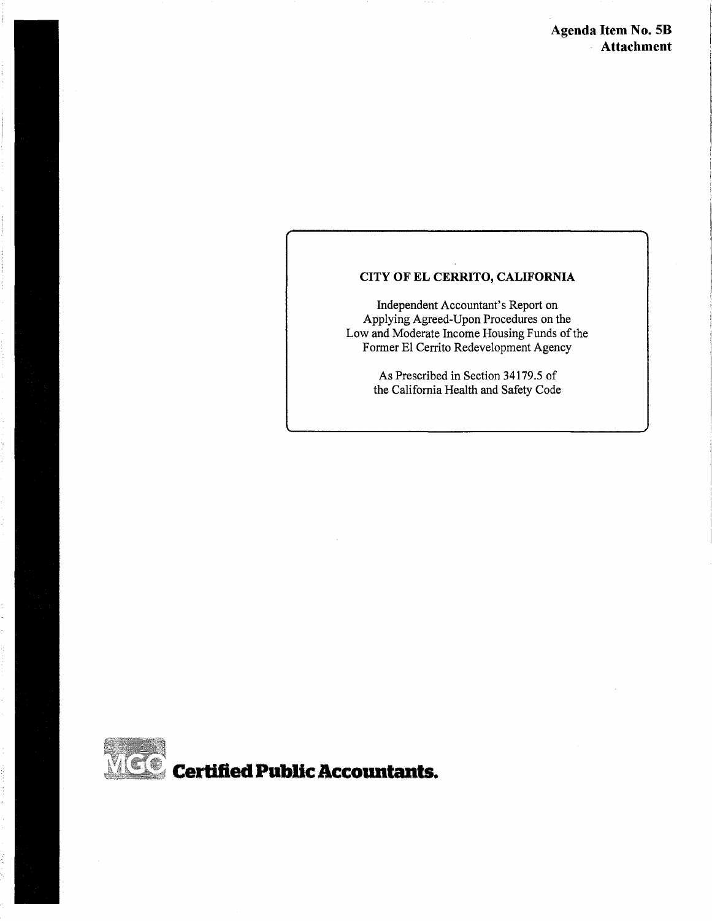**Agenda Item No. 5B**
**Attachment**

**CITY OF EL CERRITO, CALIFORNIA**

Independent Accountant's Report on
Applying Agreed-Upon Procedures on the
Low and Moderate Income Housing Funds of the
Former El Cerrito Redevelopment Agency

As Prescribed in Section 34179.5 of
the California Health and Safety Code

MGO **Certified Public Accountants.**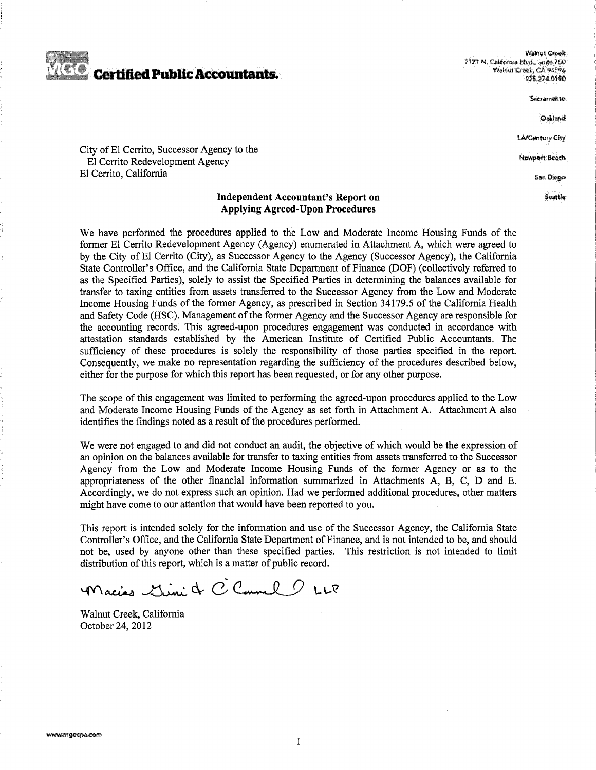**MGO Certified Public Accountants.**

Walnut Creek
2121 N. California Blvd., Suite 750
Walnut Creek, CA 94596
925.274.0190

Sacramento

Oakland

LA/Century City

Newport Beach

San Diego

Seattle

City of El Cerrito, Successor Agency to the
El Cerrito Redevelopment Agency
El Cerrito, California

## Independent Accountant's Report on Applying Agreed-Upon Procedures

We have performed the procedures applied to the Low and Moderate Income Housing Funds of the former El Cerrito Redevelopment Agency (Agency) enumerated in Attachment A, which were agreed to by the City of El Cerrito (City), as Successor Agency to the Agency (Successor Agency), the California State Controller's Office, and the California State Department of Finance (DOF) (collectively referred to as the Specified Parties), solely to assist the Specified Parties in determining the balances available for transfer to taxing entities from assets transferred to the Successor Agency from the Low and Moderate Income Housing Funds of the former Agency, as prescribed in Section 34179.5 of the California Health and Safety Code (HSC). Management of the former Agency and the Successor Agency are responsible for the accounting records. This agreed-upon procedures engagement was conducted in accordance with attestation standards established by the American Institute of Certified Public Accountants. The sufficiency of these procedures is solely the responsibility of those parties specified in the report. Consequently, we make no representation regarding the sufficiency of the procedures described below, either for the purpose for which this report has been requested, or for any other purpose.

The scope of this engagement was limited to performing the agreed-upon procedures applied to the Low and Moderate Income Housing Funds of the Agency as set forth in Attachment A. Attachment A also identifies the findings noted as a result of the procedures performed.

We were not engaged to and did not conduct an audit, the objective of which would be the expression of an opinion on the balances available for transfer to taxing entities from assets transferred to the Successor Agency from the Low and Moderate Income Housing Funds of the former Agency or as to the appropriateness of the other financial information summarized in Attachments A, B, C, D and E. Accordingly, we do not express such an opinion. Had we performed additional procedures, other matters might have come to our attention that would have been reported to you.

This report is intended solely for the information and use of the Successor Agency, the California State Controller's Office, and the California State Department of Finance, and is not intended to be, and should not be, used by anyone other than these specified parties. This restriction is not intended to limit distribution of this report, which is a matter of public record.

Macias Gini & O'Connell LLP

Walnut Creek, California
October 24, 2012

www.mgocpa.com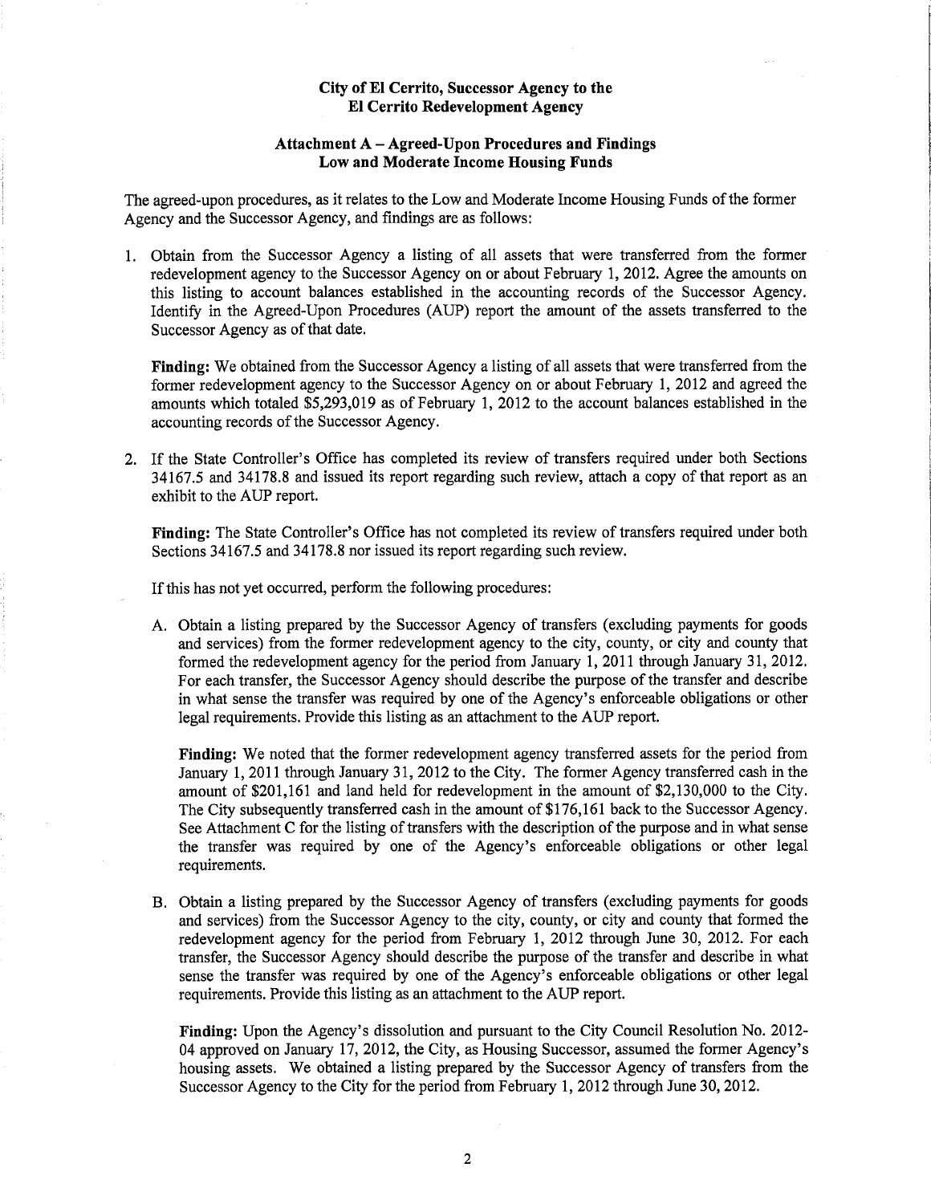**City of El Cerrito, Successor Agency to the El Cerrito Redevelopment Agency**

**Attachment A – Agreed-Upon Procedures and Findings**
**Low and Moderate Income Housing Funds**

The agreed-upon procedures, as it relates to the Low and Moderate Income Housing Funds of the former Agency and the Successor Agency, and findings are as follows:

1. Obtain from the Successor Agency a listing of all assets that were transferred from the former redevelopment agency to the Successor Agency on or about February 1, 2012. Agree the amounts on this listing to account balances established in the accounting records of the Successor Agency. Identify in the Agreed-Upon Procedures (AUP) report the amount of the assets transferred to the Successor Agency as of that date.

   **Finding:** We obtained from the Successor Agency a listing of all assets that were transferred from the former redevelopment agency to the Successor Agency on or about February 1, 2012 and agreed the amounts which totaled $5,293,019 as of February 1, 2012 to the account balances established in the accounting records of the Successor Agency.

2. If the State Controller's Office has completed its review of transfers required under both Sections 34167.5 and 34178.8 and issued its report regarding such review, attach a copy of that report as an exhibit to the AUP report.

   **Finding:** The State Controller's Office has not completed its review of transfers required under both Sections 34167.5 and 34178.8 nor issued its report regarding such review.

   If this has not yet occurred, perform the following procedures:

   A. Obtain a listing prepared by the Successor Agency of transfers (excluding payments for goods and services) from the former redevelopment agency to the city, county, or city and county that formed the redevelopment agency for the period from January 1, 2011 through January 31, 2012. For each transfer, the Successor Agency should describe the purpose of the transfer and describe in what sense the transfer was required by one of the Agency's enforceable obligations or other legal requirements. Provide this listing as an attachment to the AUP report.

   **Finding:** We noted that the former redevelopment agency transferred assets for the period from January 1, 2011 through January 31, 2012 to the City. The former Agency transferred cash in the amount of $201,161 and land held for redevelopment in the amount of $2,130,000 to the City. The City subsequently transferred cash in the amount of $176,161 back to the Successor Agency. See Attachment C for the listing of transfers with the description of the purpose and in what sense the transfer was required by one of the Agency's enforceable obligations or other legal requirements.

   B. Obtain a listing prepared by the Successor Agency of transfers (excluding payments for goods and services) from the Successor Agency to the city, county, or city and county that formed the redevelopment agency for the period from February 1, 2012 through June 30, 2012. For each transfer, the Successor Agency should describe the purpose of the transfer and describe in what sense the transfer was required by one of the Agency's enforceable obligations or other legal requirements. Provide this listing as an attachment to the AUP report.

   **Finding:** Upon the Agency's dissolution and pursuant to the City Council Resolution No. 2012-04 approved on January 17, 2012, the City, as Housing Successor, assumed the former Agency's housing assets. We obtained a listing prepared by the Successor Agency of transfers from the Successor Agency to the City for the period from February 1, 2012 through June 30, 2012.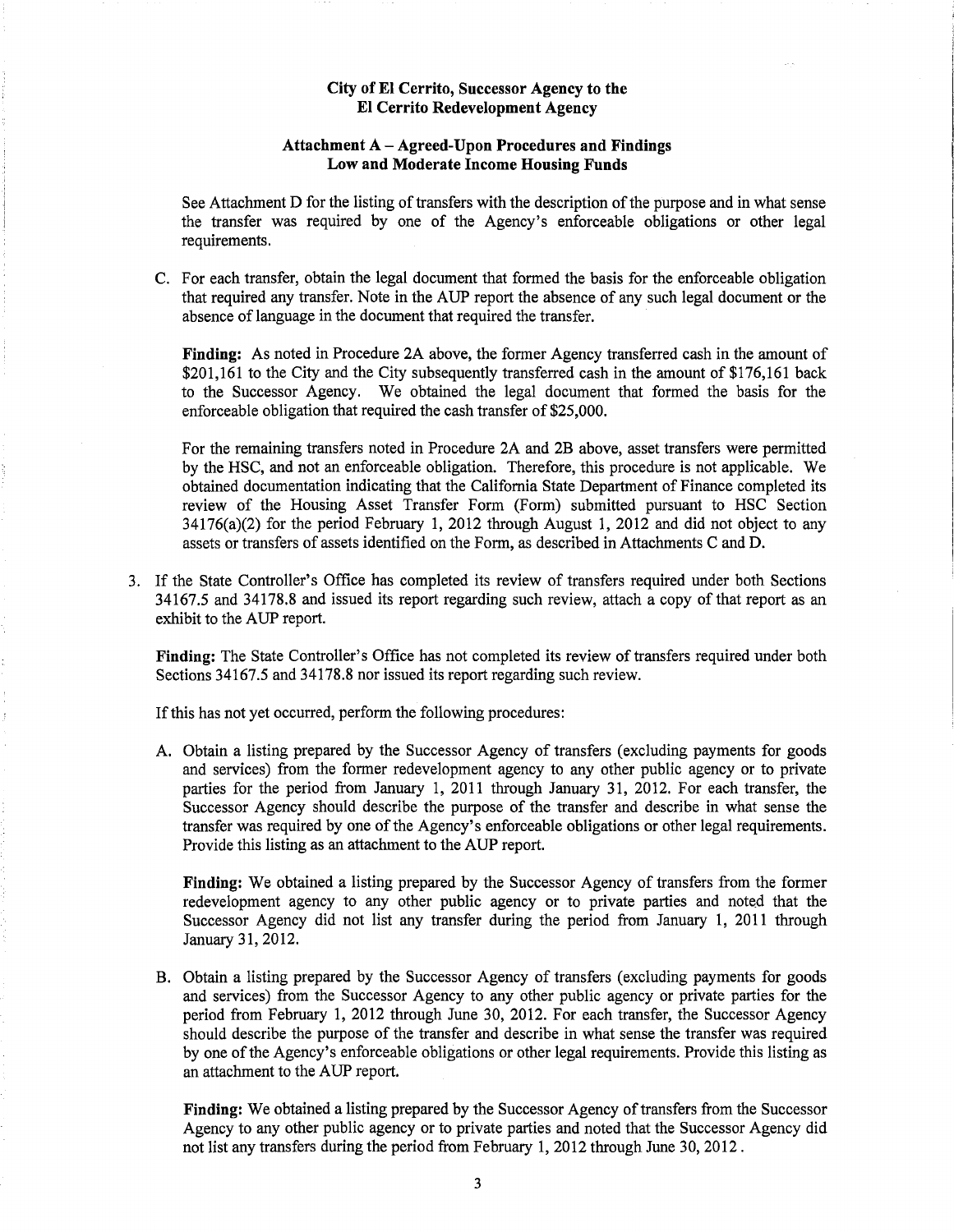**City of El Cerrito, Successor Agency to the El Cerrito Redevelopment Agency**

**Attachment A – Agreed-Upon Procedures and Findings Low and Moderate Income Housing Funds**

See Attachment D for the listing of transfers with the description of the purpose and in what sense the transfer was required by one of the Agency's enforceable obligations or other legal requirements.

C. For each transfer, obtain the legal document that formed the basis for the enforceable obligation that required any transfer. Note in the AUP report the absence of any such legal document or the absence of language in the document that required the transfer.

   **Finding:** As noted in Procedure 2A above, the former Agency transferred cash in the amount of $201,161 to the City and the City subsequently transferred cash in the amount of $176,161 back to the Successor Agency. We obtained the legal document that formed the basis for the enforceable obligation that required the cash transfer of $25,000.

   For the remaining transfers noted in Procedure 2A and 2B above, asset transfers were permitted by the HSC, and not an enforceable obligation. Therefore, this procedure is not applicable. We obtained documentation indicating that the California State Department of Finance completed its review of the Housing Asset Transfer Form (Form) submitted pursuant to HSC Section 34176(a)(2) for the period February 1, 2012 through August 1, 2012 and did not object to any assets or transfers of assets identified on the Form, as described in Attachments C and D.

3. If the State Controller's Office has completed its review of transfers required under both Sections 34167.5 and 34178.8 and issued its report regarding such review, attach a copy of that report as an exhibit to the AUP report.

   **Finding:** The State Controller's Office has not completed its review of transfers required under both Sections 34167.5 and 34178.8 nor issued its report regarding such review.

   If this has not yet occurred, perform the following procedures:

   A. Obtain a listing prepared by the Successor Agency of transfers (excluding payments for goods and services) from the former redevelopment agency to any other public agency or to private parties for the period from January 1, 2011 through January 31, 2012. For each transfer, the Successor Agency should describe the purpose of the transfer and describe in what sense the transfer was required by one of the Agency's enforceable obligations or other legal requirements. Provide this listing as an attachment to the AUP report.

   **Finding:** We obtained a listing prepared by the Successor Agency of transfers from the former redevelopment agency to any other public agency or to private parties and noted that the Successor Agency did not list any transfer during the period from January 1, 2011 through January 31, 2012.

   B. Obtain a listing prepared by the Successor Agency of transfers (excluding payments for goods and services) from the Successor Agency to any other public agency or private parties for the period from February 1, 2012 through June 30, 2012. For each transfer, the Successor Agency should describe the purpose of the transfer and describe in what sense the transfer was required by one of the Agency's enforceable obligations or other legal requirements. Provide this listing as an attachment to the AUP report.

   **Finding:** We obtained a listing prepared by the Successor Agency of transfers from the Successor Agency to any other public agency or to private parties and noted that the Successor Agency did not list any transfers during the period from February 1, 2012 through June 30, 2012 .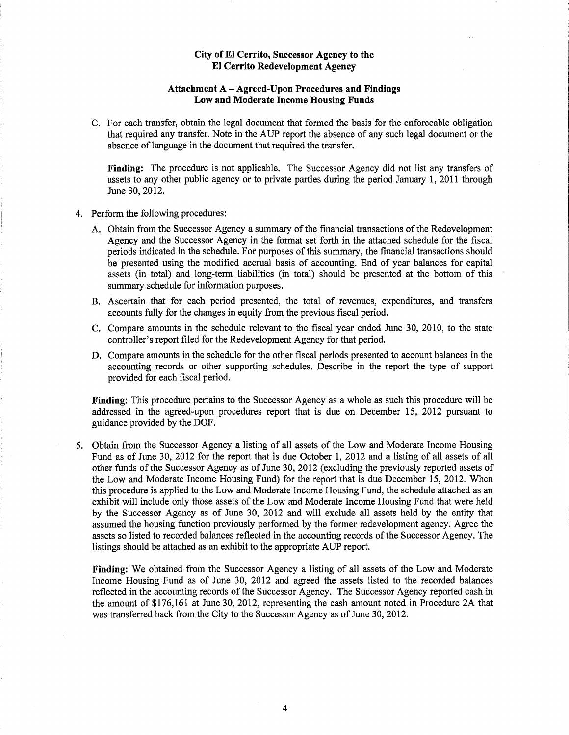**City of El Cerrito, Successor Agency to the El Cerrito Redevelopment Agency**

**Attachment A – Agreed-Upon Procedures and Findings Low and Moderate Income Housing Funds**

C. For each transfer, obtain the legal document that formed the basis for the enforceable obligation that required any transfer. Note in the AUP report the absence of any such legal document or the absence of language in the document that required the transfer.

   **Finding:** The procedure is not applicable. The Successor Agency did not list any transfers of assets to any other public agency or to private parties during the period January 1, 2011 through June 30, 2012.

4. Perform the following procedures:

   A. Obtain from the Successor Agency a summary of the financial transactions of the Redevelopment Agency and the Successor Agency in the format set forth in the attached schedule for the fiscal periods indicated in the schedule. For purposes of this summary, the financial transactions should be presented using the modified accrual basis of accounting. End of year balances for capital assets (in total) and long-term liabilities (in total) should be presented at the bottom of this summary schedule for information purposes.

   B. Ascertain that for each period presented, the total of revenues, expenditures, and transfers accounts fully for the changes in equity from the previous fiscal period.

   C. Compare amounts in the schedule relevant to the fiscal year ended June 30, 2010, to the state controller's report filed for the Redevelopment Agency for that period.

   D. Compare amounts in the schedule for the other fiscal periods presented to account balances in the accounting records or other supporting schedules. Describe in the report the type of support provided for each fiscal period.

   **Finding:** This procedure pertains to the Successor Agency as a whole as such this procedure will be addressed in the agreed-upon procedures report that is due on December 15, 2012 pursuant to guidance provided by the DOF.

5. Obtain from the Successor Agency a listing of all assets of the Low and Moderate Income Housing Fund as of June 30, 2012 for the report that is due October 1, 2012 and a listing of all assets of all other funds of the Successor Agency as of June 30, 2012 (excluding the previously reported assets of the Low and Moderate Income Housing Fund) for the report that is due December 15, 2012. When this procedure is applied to the Low and Moderate Income Housing Fund, the schedule attached as an exhibit will include only those assets of the Low and Moderate Income Housing Fund that were held by the Successor Agency as of June 30, 2012 and will exclude all assets held by the entity that assumed the housing function previously performed by the former redevelopment agency. Agree the assets so listed to recorded balances reflected in the accounting records of the Successor Agency. The listings should be attached as an exhibit to the appropriate AUP report.

   **Finding:** We obtained from the Successor Agency a listing of all assets of the Low and Moderate Income Housing Fund as of June 30, 2012 and agreed the assets listed to the recorded balances reflected in the accounting records of the Successor Agency. The Successor Agency reported cash in the amount of $176,161 at June 30, 2012, representing the cash amount noted in Procedure 2A that was transferred back from the City to the Successor Agency as of June 30, 2012.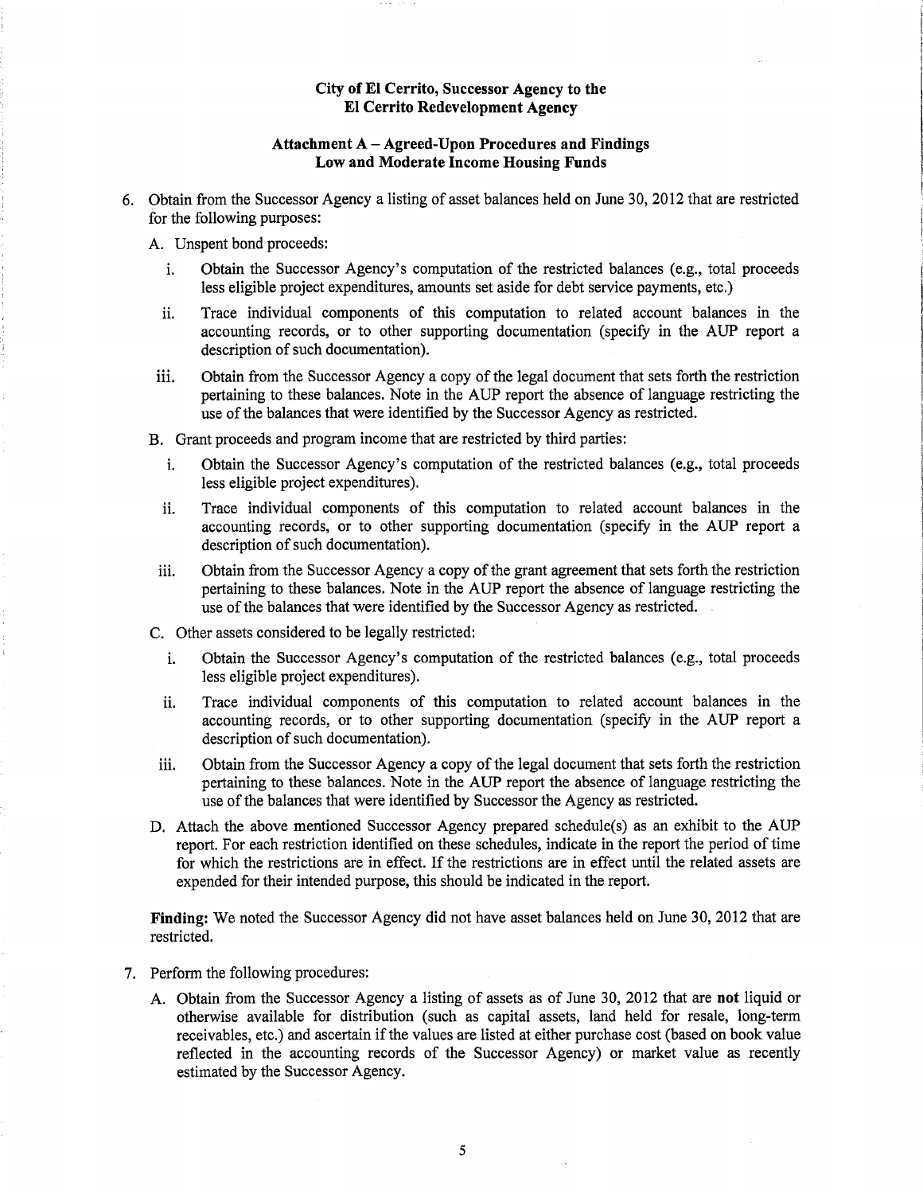**City of El Cerrito, Successor Agency to the**
**El Cerrito Redevelopment Agency**

**Attachment A – Agreed-Upon Procedures and Findings**
**Low and Moderate Income Housing Funds**

6. Obtain from the Successor Agency a listing of asset balances held on June 30, 2012 that are restricted for the following purposes:

   A. Unspent bond proceeds:

      i. Obtain the Successor Agency's computation of the restricted balances (e.g., total proceeds less eligible project expenditures, amounts set aside for debt service payments, etc.)

      ii. Trace individual components of this computation to related account balances in the accounting records, or to other supporting documentation (specify in the AUP report a description of such documentation).

      iii. Obtain from the Successor Agency a copy of the legal document that sets forth the restriction pertaining to these balances. Note in the AUP report the absence of language restricting the use of the balances that were identified by the Successor Agency as restricted.

   B. Grant proceeds and program income that are restricted by third parties:

      i. Obtain the Successor Agency's computation of the restricted balances (e.g., total proceeds less eligible project expenditures).

      ii. Trace individual components of this computation to related account balances in the accounting records, or to other supporting documentation (specify in the AUP report a description of such documentation).

      iii. Obtain from the Successor Agency a copy of the grant agreement that sets forth the restriction pertaining to these balances. Note in the AUP report the absence of language restricting the use of the balances that were identified by the Successor Agency as restricted.

   C. Other assets considered to be legally restricted:

      i. Obtain the Successor Agency's computation of the restricted balances (e.g., total proceeds less eligible project expenditures).

      ii. Trace individual components of this computation to related account balances in the accounting records, or to other supporting documentation (specify in the AUP report a description of such documentation).

      iii. Obtain from the Successor Agency a copy of the legal document that sets forth the restriction pertaining to these balances. Note in the AUP report the absence of language restricting the use of the balances that were identified by Successor the Agency as restricted.

   D. Attach the above mentioned Successor Agency prepared schedule(s) as an exhibit to the AUP report. For each restriction identified on these schedules, indicate in the report the period of time for which the restrictions are in effect. If the restrictions are in effect until the related assets are expended for their intended purpose, this should be indicated in the report.

**Finding:** We noted the Successor Agency did not have asset balances held on June 30, 2012 that are restricted.

7. Perform the following procedures:

   A. Obtain from the Successor Agency a listing of assets as of June 30, 2012 that are **not** liquid or otherwise available for distribution (such as capital assets, land held for resale, long-term receivables, etc.) and ascertain if the values are listed at either purchase cost (based on book value reflected in the accounting records of the Successor Agency) or market value as recently estimated by the Successor Agency.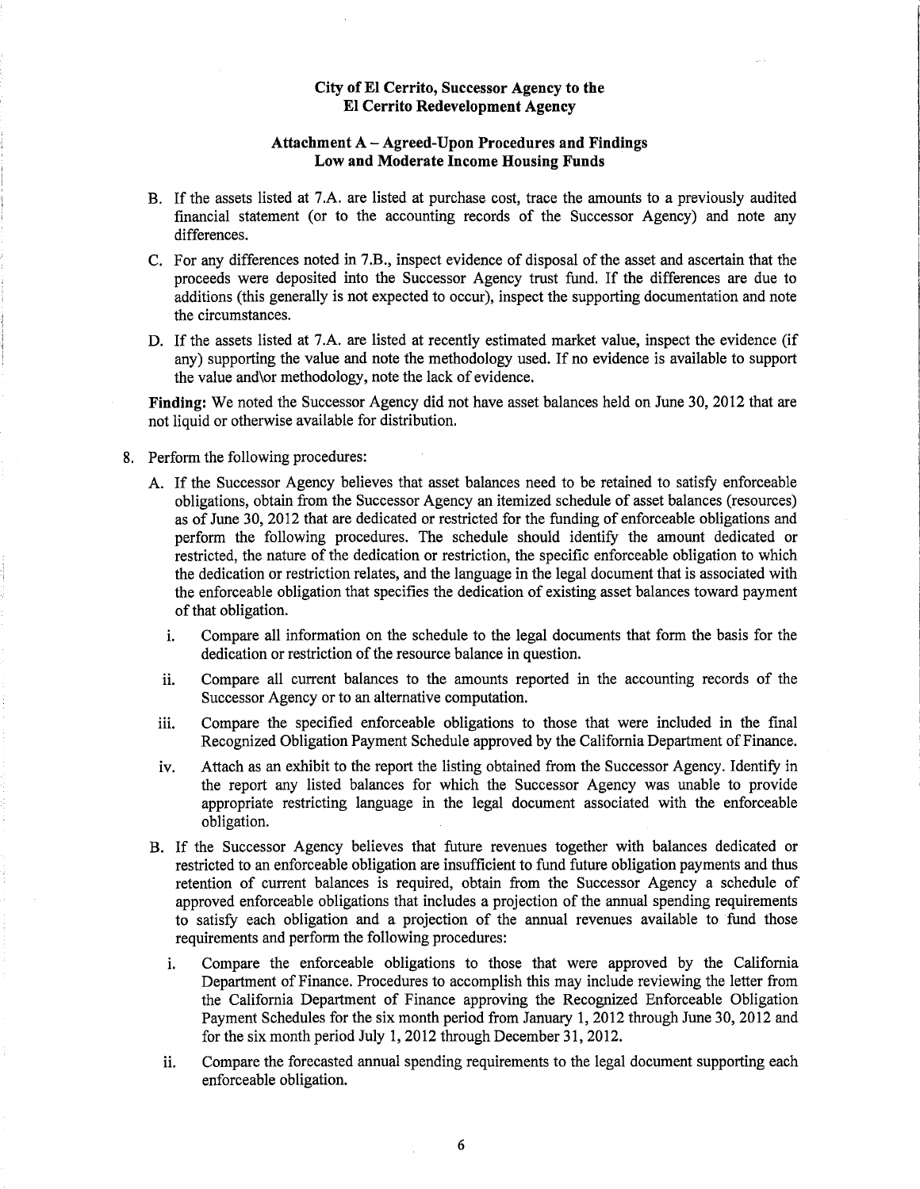**City of El Cerrito, Successor Agency to the El Cerrito Redevelopment Agency**

**Attachment A – Agreed-Upon Procedures and Findings Low and Moderate Income Housing Funds**

B. If the assets listed at 7.A. are listed at purchase cost, trace the amounts to a previously audited financial statement (or to the accounting records of the Successor Agency) and note any differences.

C. For any differences noted in 7.B., inspect evidence of disposal of the asset and ascertain that the proceeds were deposited into the Successor Agency trust fund. If the differences are due to additions (this generally is not expected to occur), inspect the supporting documentation and note the circumstances.

D. If the assets listed at 7.A. are listed at recently estimated market value, inspect the evidence (if any) supporting the value and note the methodology used. If no evidence is available to support the value and\or methodology, note the lack of evidence.

**Finding:** We noted the Successor Agency did not have asset balances held on June 30, 2012 that are not liquid or otherwise available for distribution.

8. Perform the following procedures:

   A. If the Successor Agency believes that asset balances need to be retained to satisfy enforceable obligations, obtain from the Successor Agency an itemized schedule of asset balances (resources) as of June 30, 2012 that are dedicated or restricted for the funding of enforceable obligations and perform the following procedures. The schedule should identify the amount dedicated or restricted, the nature of the dedication or restriction, the specific enforceable obligation to which the dedication or restriction relates, and the language in the legal document that is associated with the enforceable obligation that specifies the dedication of existing asset balances toward payment of that obligation.

      i. Compare all information on the schedule to the legal documents that form the basis for the dedication or restriction of the resource balance in question.

      ii. Compare all current balances to the amounts reported in the accounting records of the Successor Agency or to an alternative computation.

      iii. Compare the specified enforceable obligations to those that were included in the final Recognized Obligation Payment Schedule approved by the California Department of Finance.

      iv. Attach as an exhibit to the report the listing obtained from the Successor Agency. Identify in the report any listed balances for which the Successor Agency was unable to provide appropriate restricting language in the legal document associated with the enforceable obligation.

   B. If the Successor Agency believes that future revenues together with balances dedicated or restricted to an enforceable obligation are insufficient to fund future obligation payments and thus retention of current balances is required, obtain from the Successor Agency a schedule of approved enforceable obligations that includes a projection of the annual spending requirements to satisfy each obligation and a projection of the annual revenues available to fund those requirements and perform the following procedures:

      i. Compare the enforceable obligations to those that were approved by the California Department of Finance. Procedures to accomplish this may include reviewing the letter from the California Department of Finance approving the Recognized Enforceable Obligation Payment Schedules for the six month period from January 1, 2012 through June 30, 2012 and for the six month period July 1, 2012 through December 31, 2012.

      ii. Compare the forecasted annual spending requirements to the legal document supporting each enforceable obligation.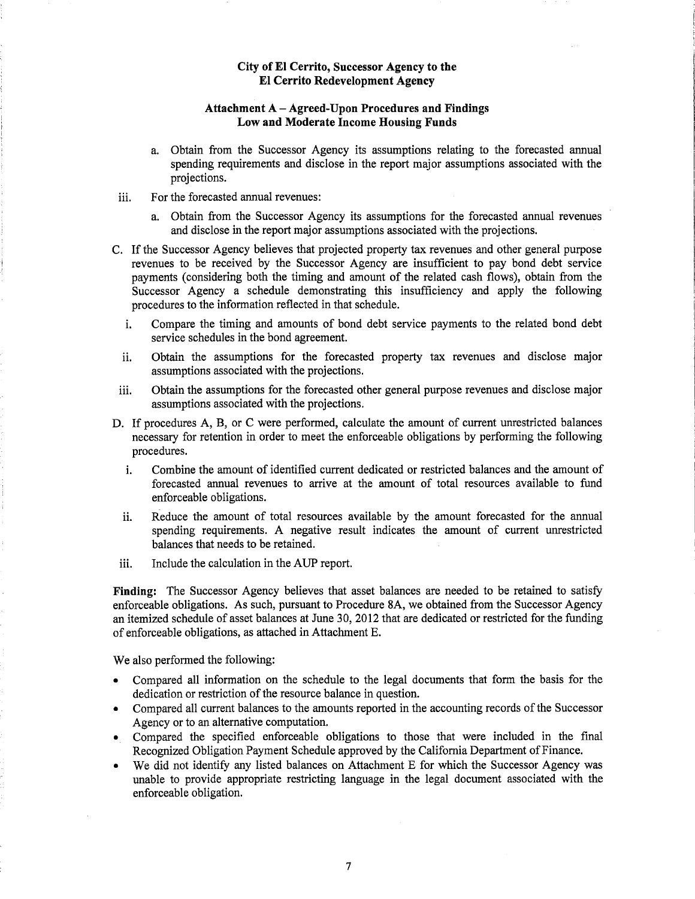**City of El Cerrito, Successor Agency to the El Cerrito Redevelopment Agency**

**Attachment A – Agreed-Upon Procedures and Findings Low and Moderate Income Housing Funds**

a. Obtain from the Successor Agency its assumptions relating to the forecasted annual spending requirements and disclose in the report major assumptions associated with the projections.

iii. For the forecasted annual revenues:

a. Obtain from the Successor Agency its assumptions for the forecasted annual revenues and disclose in the report major assumptions associated with the projections.

C. If the Successor Agency believes that projected property tax revenues and other general purpose revenues to be received by the Successor Agency are insufficient to pay bond debt service payments (considering both the timing and amount of the related cash flows), obtain from the Successor Agency a schedule demonstrating this insufficiency and apply the following procedures to the information reflected in that schedule.

i. Compare the timing and amounts of bond debt service payments to the related bond debt service schedules in the bond agreement.

ii. Obtain the assumptions for the forecasted property tax revenues and disclose major assumptions associated with the projections.

iii. Obtain the assumptions for the forecasted other general purpose revenues and disclose major assumptions associated with the projections.

D. If procedures A, B, or C were performed, calculate the amount of current unrestricted balances necessary for retention in order to meet the enforceable obligations by performing the following procedures.

i. Combine the amount of identified current dedicated or restricted balances and the amount of forecasted annual revenues to arrive at the amount of total resources available to fund enforceable obligations.

ii. Reduce the amount of total resources available by the amount forecasted for the annual spending requirements. A negative result indicates the amount of current unrestricted balances that needs to be retained.

iii. Include the calculation in the AUP report.

**Finding:** The Successor Agency believes that asset balances are needed to be retained to satisfy enforceable obligations. As such, pursuant to Procedure 8A, we obtained from the Successor Agency an itemized schedule of asset balances at June 30, 2012 that are dedicated or restricted for the funding of enforceable obligations, as attached in Attachment E.

We also performed the following:

- Compared all information on the schedule to the legal documents that form the basis for the dedication or restriction of the resource balance in question.
- Compared all current balances to the amounts reported in the accounting records of the Successor Agency or to an alternative computation.
- Compared the specified enforceable obligations to those that were included in the final Recognized Obligation Payment Schedule approved by the California Department of Finance.
- We did not identify any listed balances on Attachment E for which the Successor Agency was unable to provide appropriate restricting language in the legal document associated with the enforceable obligation.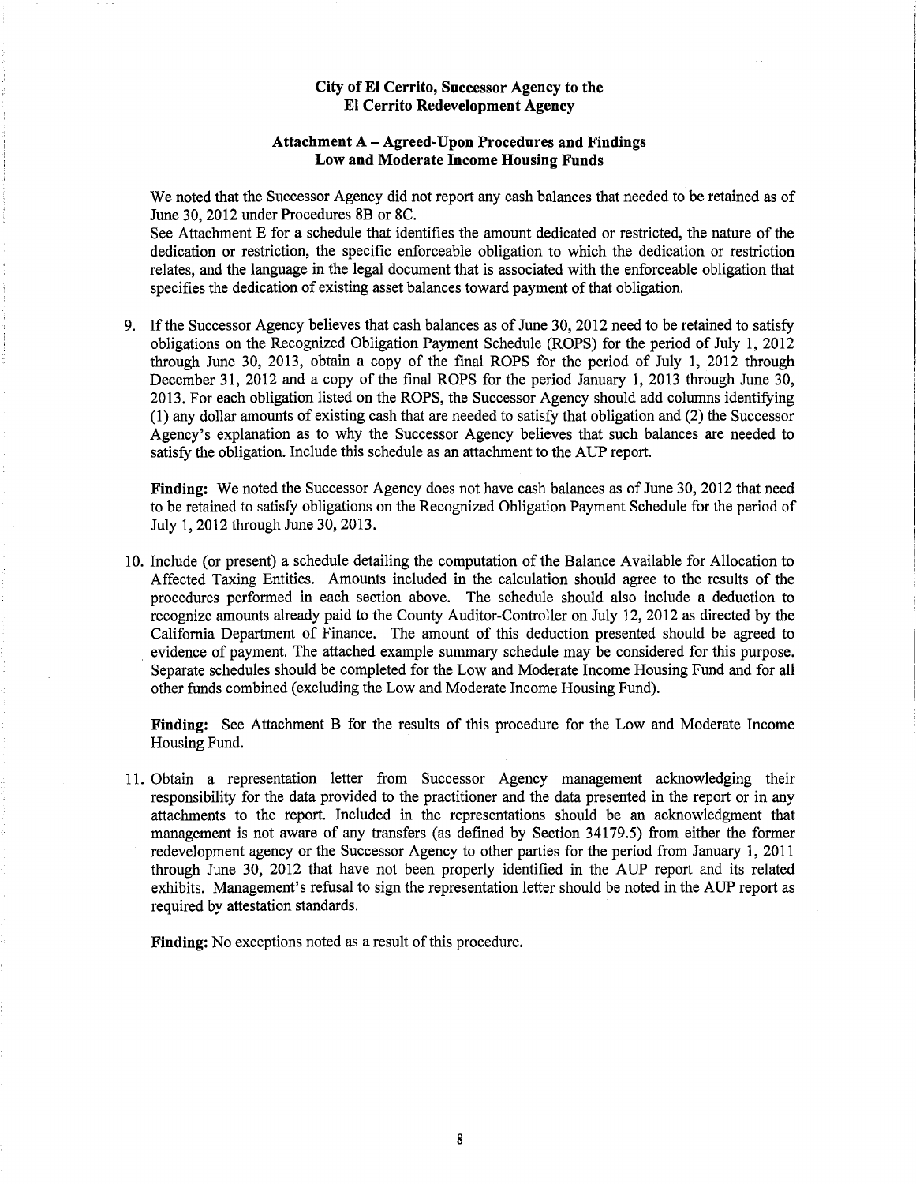**City of El Cerrito, Successor Agency to the El Cerrito Redevelopment Agency**

**Attachment A – Agreed-Upon Procedures and Findings Low and Moderate Income Housing Funds**

We noted that the Successor Agency did not report any cash balances that needed to be retained as of June 30, 2012 under Procedures 8B or 8C.

See Attachment E for a schedule that identifies the amount dedicated or restricted, the nature of the dedication or restriction, the specific enforceable obligation to which the dedication or restriction relates, and the language in the legal document that is associated with the enforceable obligation that specifies the dedication of existing asset balances toward payment of that obligation.

9. If the Successor Agency believes that cash balances as of June 30, 2012 need to be retained to satisfy obligations on the Recognized Obligation Payment Schedule (ROPS) for the period of July 1, 2012 through June 30, 2013, obtain a copy of the final ROPS for the period of July 1, 2012 through December 31, 2012 and a copy of the final ROPS for the period January 1, 2013 through June 30, 2013. For each obligation listed on the ROPS, the Successor Agency should add columns identifying (1) any dollar amounts of existing cash that are needed to satisfy that obligation and (2) the Successor Agency's explanation as to why the Successor Agency believes that such balances are needed to satisfy the obligation. Include this schedule as an attachment to the AUP report.

   **Finding:** We noted the Successor Agency does not have cash balances as of June 30, 2012 that need to be retained to satisfy obligations on the Recognized Obligation Payment Schedule for the period of July 1, 2012 through June 30, 2013.

10. Include (or present) a schedule detailing the computation of the Balance Available for Allocation to Affected Taxing Entities. Amounts included in the calculation should agree to the results of the procedures performed in each section above. The schedule should also include a deduction to recognize amounts already paid to the County Auditor-Controller on July 12, 2012 as directed by the California Department of Finance. The amount of this deduction presented should be agreed to evidence of payment. The attached example summary schedule may be considered for this purpose. Separate schedules should be completed for the Low and Moderate Income Housing Fund and for all other funds combined (excluding the Low and Moderate Income Housing Fund).

    **Finding:** See Attachment B for the results of this procedure for the Low and Moderate Income Housing Fund.

11. Obtain a representation letter from Successor Agency management acknowledging their responsibility for the data provided to the practitioner and the data presented in the report or in any attachments to the report. Included in the representations should be an acknowledgment that management is not aware of any transfers (as defined by Section 34179.5) from either the former redevelopment agency or the Successor Agency to other parties for the period from January 1, 2011 through June 30, 2012 that have not been properly identified in the AUP report and its related exhibits. Management's refusal to sign the representation letter should be noted in the AUP report as required by attestation standards.

    **Finding:** No exceptions noted as a result of this procedure.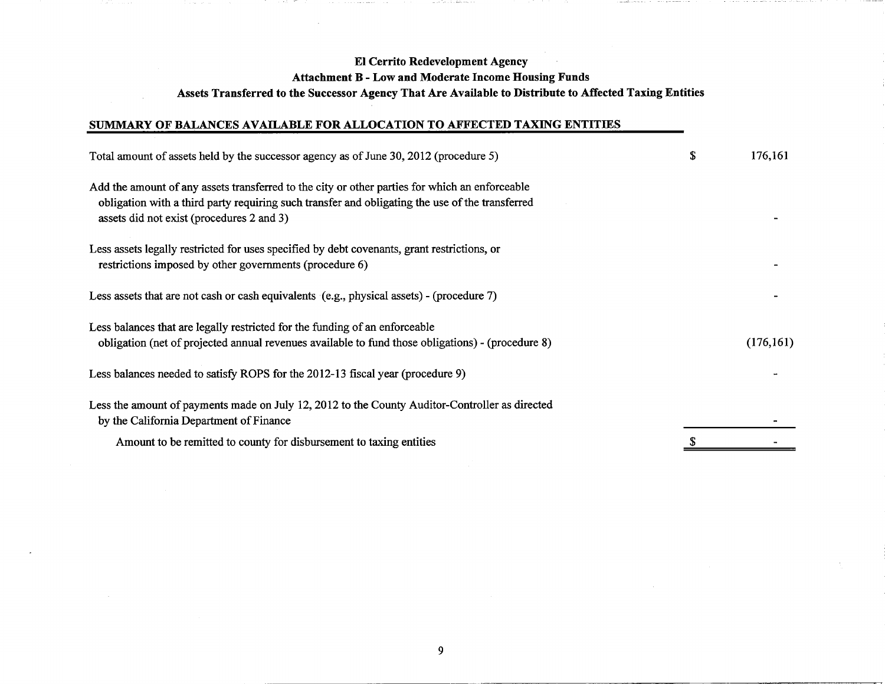**El Cerrito Redevelopment Agency**

**Attachment B - Low and Moderate Income Housing Funds**

**Assets Transferred to the Successor Agency That Are Available to Distribute to Affected Taxing Entities**

**SUMMARY OF BALANCES AVAILABLE FOR ALLOCATION TO AFFECTED TAXING ENTITIES**

| | | |
|---|---|---|
| Total amount of assets held by the successor agency as of June 30, 2012 (procedure 5) | $ | 176,161 |
| Add the amount of any assets transferred to the city or other parties for which an enforceable obligation with a third party requiring such transfer and obligating the use of the transferred assets did not exist (procedures 2 and 3) | | - |
| Less assets legally restricted for uses specified by debt covenants, grant restrictions, or restrictions imposed by other governments (procedure 6) | | - |
| Less assets that are not cash or cash equivalents (e.g., physical assets) - (procedure 7) | | - |
| Less balances that are legally restricted for the funding of an enforceable obligation (net of projected annual revenues available to fund those obligations) - (procedure 8) | | (176,161) |
| Less balances needed to satisfy ROPS for the 2012-13 fiscal year (procedure 9) | | - |
| Less the amount of payments made on July 12, 2012 to the County Auditor-Controller as directed by the California Department of Finance | | - |
| Amount to be remitted to county for disbursement to taxing entities | $ | - |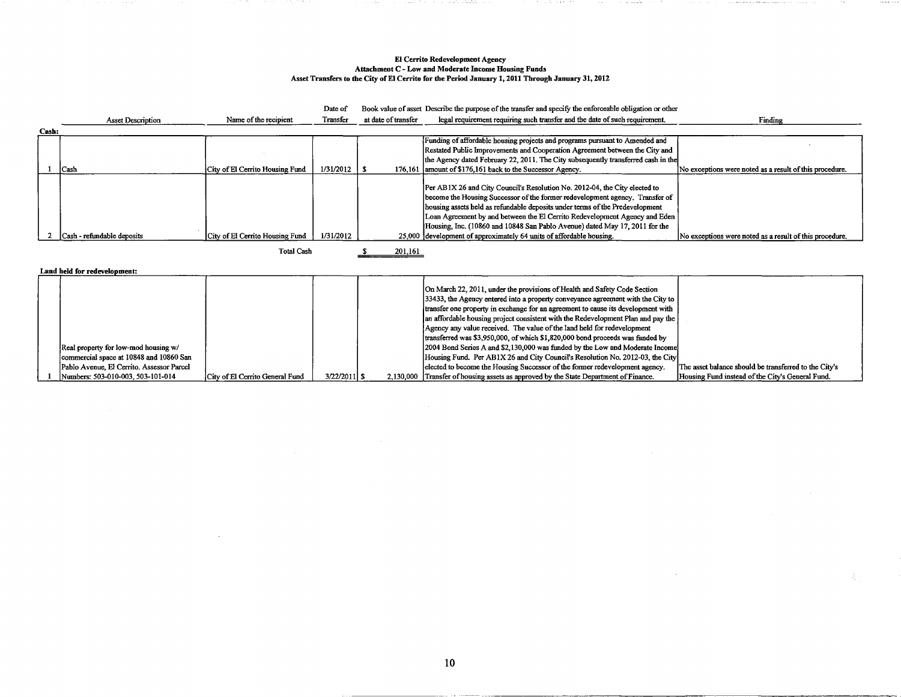**El Cerrito Redevelopment Agency**
**Attachment C - Low and Moderate Income Housing Funds**
**Asset Transfers to the City of El Cerrito for the Period January 1, 2011 Through January 31, 2012**

| | Asset Description | Name of the recipient | Date of Transfer | Book value of asset at date of transfer | Describe the purpose of the transfer and specify the enforceable obligation or other legal requirement requiring such transfer and the date of such requirement. | Finding |
|---|---|---|---|---|---|---|
| **Cash:** | | | | | | |
| 1 | Cash | City of El Cerrito Housing Fund | 1/31/2012 | $ 176,161 | Funding of affordable housing projects and programs pursuant to Amended and Restated Public Improvements and Cooperation Agreement between the City and the Agency dated February 22, 2011. The City subsequently transferred cash in the amount of $176,161 back to the Successor Agency. | No exceptions were noted as a result of this procedure. |
| 2 | Cash - refundable deposits | City of El Cerrito Housing Fund | 1/31/2012 | 25,000 | Per AB1X 26 and City Council's Resolution No. 2012-04, the City elected to become the Housing Successor of the former redevelopment agency. Transfer of housing assets held as refundable deposits under terms of the Predevelopment Loan Agreement by and between the El Cerrito Redevelopment Agency and Eden Housing, Inc. (10860 and 10848 San Pablo Avenue) dated May 17, 2011 for the development of approximately 64 units of affordable housing. | No exceptions were noted as a result of this procedure. |
| | | Total Cash | | $ 201,161 | | |

**Land held for redevelopment:**

| | Asset Description | Name of the recipient | Date of Transfer | Book value of asset at date of transfer | Describe the purpose of the transfer and specify the enforceable obligation or other legal requirement requiring such transfer and the date of such requirement. | Finding |
|---|---|---|---|---|---|---|
| 1 | Real property for low-mod housing w/ commercial space at 10848 and 10860 San Pablo Avenue, El Cerrito. Assessor Parcel Numbers: 503-010-003, 503-101-014 | City of El Cerrito General Fund | 3/22/2011 | $ 2,130,000 | On March 22, 2011, under the provisions of Health and Safety Code Section 33433, the Agency entered into a property conveyance agreement with the City to transfer one property in exchange for an agreement to cause its development with an affordable housing project consistent with the Redevelopment Plan and pay the Agency any value received. The value of the land held for redevelopment transferred was $3,950,000, of which $1,820,000 bond proceeds was funded by 2004 Bond Series A and $2,130,000 was funded by the Low and Moderate Income Housing Fund. Per AB1X 26 and City Council's Resolution No. 2012-03, the City elected to become the Housing Successor of the former redevelopment agency. Transfer of housing assets as approved by the State Department of Finance. | The asset balance should be transferred to the City's Housing Fund instead of the City's General Fund. |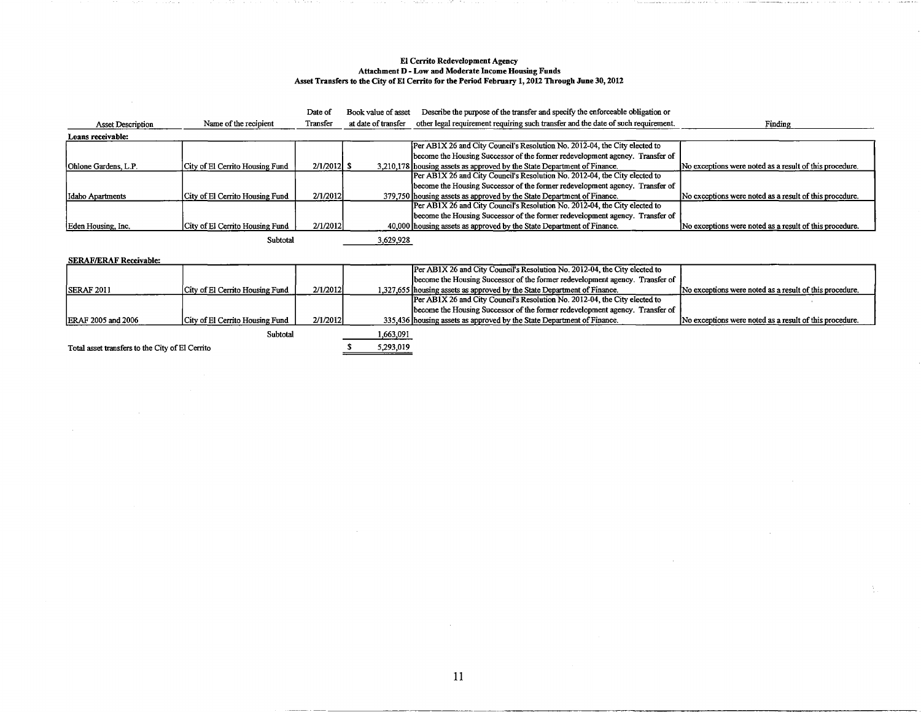**El Cerrito Redevelopment Agency**
**Attachment D - Low and Moderate Income Housing Funds**
**Asset Transfers to the City of El Cerrito for the Period February 1, 2012 Through June 30, 2012**

| Asset Description | Name of the recipient | Date of Transfer | Book value of asset at date of transfer | Describe the purpose of the transfer and specify the enforceable obligation or other legal requirement requiring such transfer and the date of such requirement. | Finding |
|---|---|---|---|---|---|
| **Loans receivable:** | | | | | |
| Ohlone Gardens, L.P. | City of El Cerrito Housing Fund | 2/1/2012 | $ 3,210,178 | Per AB1X 26 and City Council's Resolution No. 2012-04, the City elected to become the Housing Successor of the former redevelopment agency. Transfer of housing assets as approved by the State Department of Finance. | No exceptions were noted as a result of this procedure. |
| Idaho Apartments | City of El Cerrito Housing Fund | 2/1/2012 | 379,750 | Per AB1X 26 and City Council's Resolution No. 2012-04, the City elected to become the Housing Successor of the former redevelopment agency. Transfer of housing assets as approved by the State Department of Finance. | No exceptions were noted as a result of this procedure. |
| Eden Housing, Inc. | City of El Cerrito Housing Fund | 2/1/2012 | 40,000 | Per AB1X 26 and City Council's Resolution No. 2012-04, the City elected to become the Housing Successor of the former redevelopment agency. Transfer of housing assets as approved by the State Department of Finance. | No exceptions were noted as a result of this procedure. |
| | Subtotal | | 3,629,928 | | |
| **SERAF/ERAF Receivable:** | | | | | |
| SERAF 2011 | City of El Cerrito Housing Fund | 2/1/2012 | 1,327,655 | Per AB1X 26 and City Council's Resolution No. 2012-04, the City elected to become the Housing Successor of the former redevelopment agency. Transfer of housing assets as approved by the State Department of Finance. | No exceptions were noted as a result of this procedure. |
| ERAF 2005 and 2006 | City of El Cerrito Housing Fund | 2/1/2012 | 335,436 | Per AB1X 26 and City Council's Resolution No. 2012-04, the City elected to become the Housing Successor of the former redevelopment agency. Transfer of housing assets as approved by the State Department of Finance. | No exceptions were noted as a result of this procedure. |
| | Subtotal | | 1,663,091 | | |
| Total asset transfers to the City of El Cerrito | | | $ 5,293,019 | | |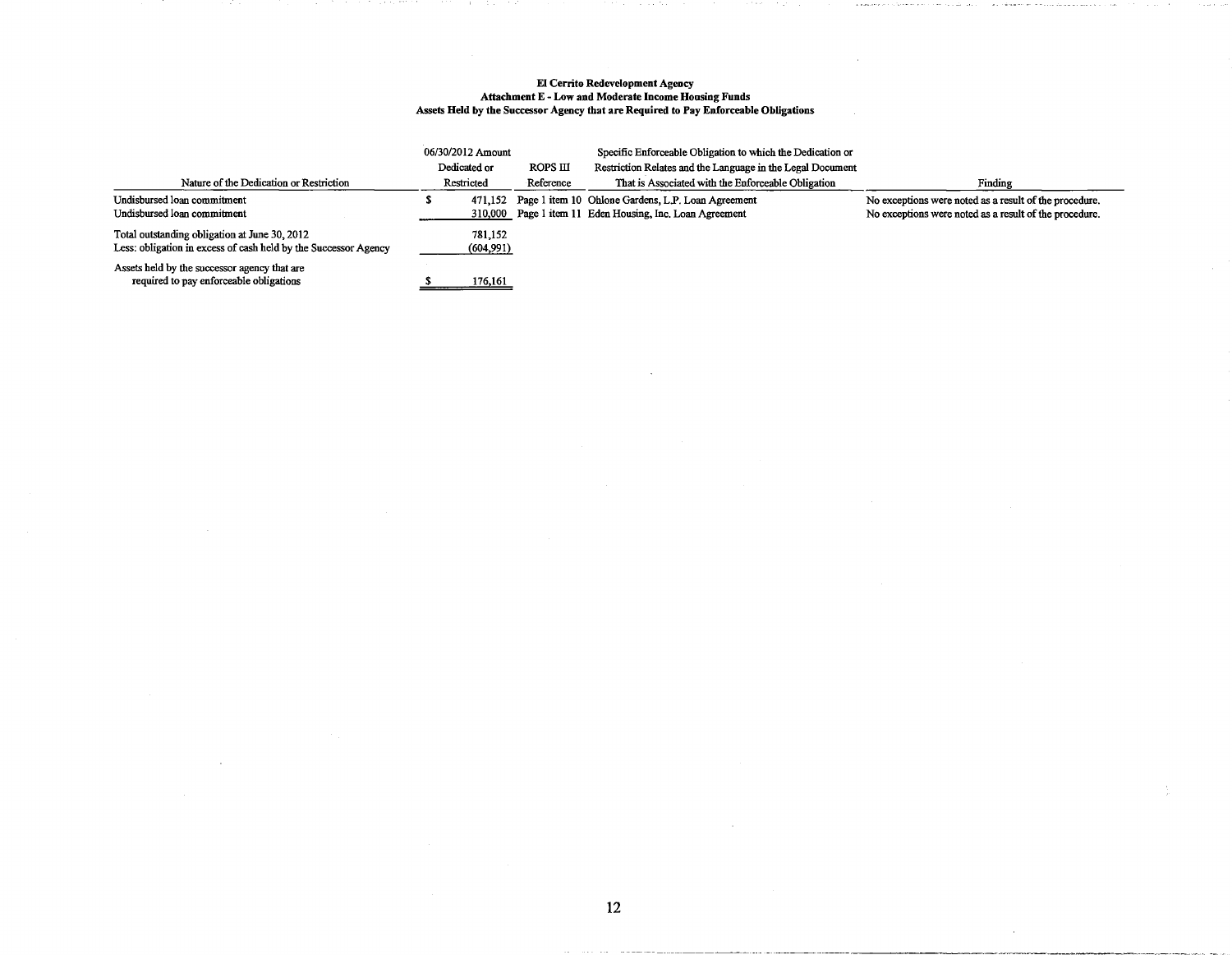**El Cerrito Redevelopment Agency**
**Attachment E - Low and Moderate Income Housing Funds**
**Assets Held by the Successor Agency that are Required to Pay Enforceable Obligations**

| Nature of the Dedication or Restriction | 06/30/2012 Amount Dedicated or Restricted | ROPS III Reference | Specific Enforceable Obligation to which the Dedication or Restriction Relates and the Language in the Legal Document That is Associated with the Enforceable Obligation | Finding |
|---|---|---|---|---|
| Undisbursed loan commitment | $ 471,152 | Page 1 item 10 | Ohlone Gardens, L.P. Loan Agreement | No exceptions were noted as a result of the procedure. |
| Undisbursed loan commitment | 310,000 | Page 1 item 11 | Eden Housing, Inc. Loan Agreement | No exceptions were noted as a result of the procedure. |
| Total outstanding obligation at June 30, 2012 | 781,152 | | | |
| Less: obligation in excess of cash held by the Successor Agency | (604,991) | | | |
| Assets held by the successor agency that are required to pay enforceable obligations | $ 176,161 | | | |